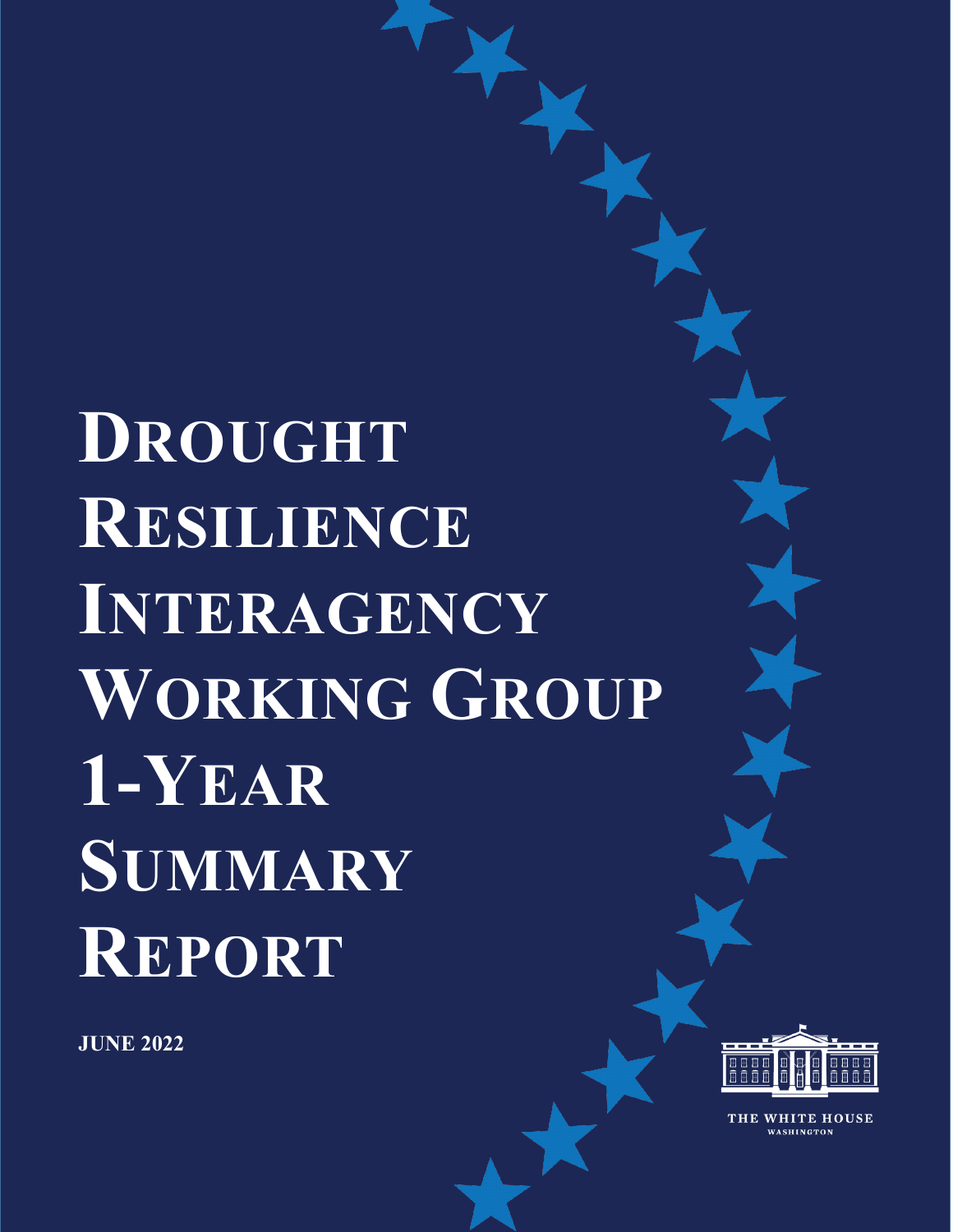# Drought Resilience Interagency Working Group 1-Year Summary Report

**JUNE 2022**

THE WHITE HOUSE

WASHINGTON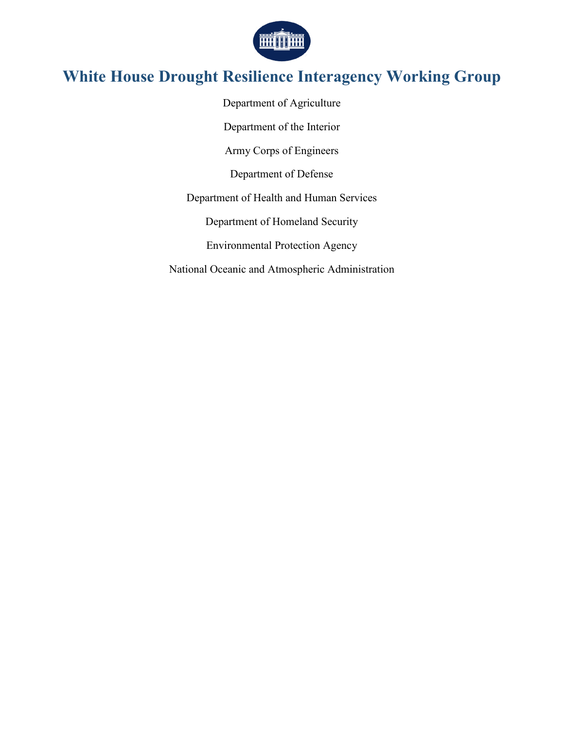# White House Drought Resilience Interagency Working Group

Department of Agriculture

Department of the Interior

Army Corps of Engineers

Department of Defense

Department of Health and Human Services

Department of Homeland Security

Environmental Protection Agency

National Oceanic and Atmospheric Administration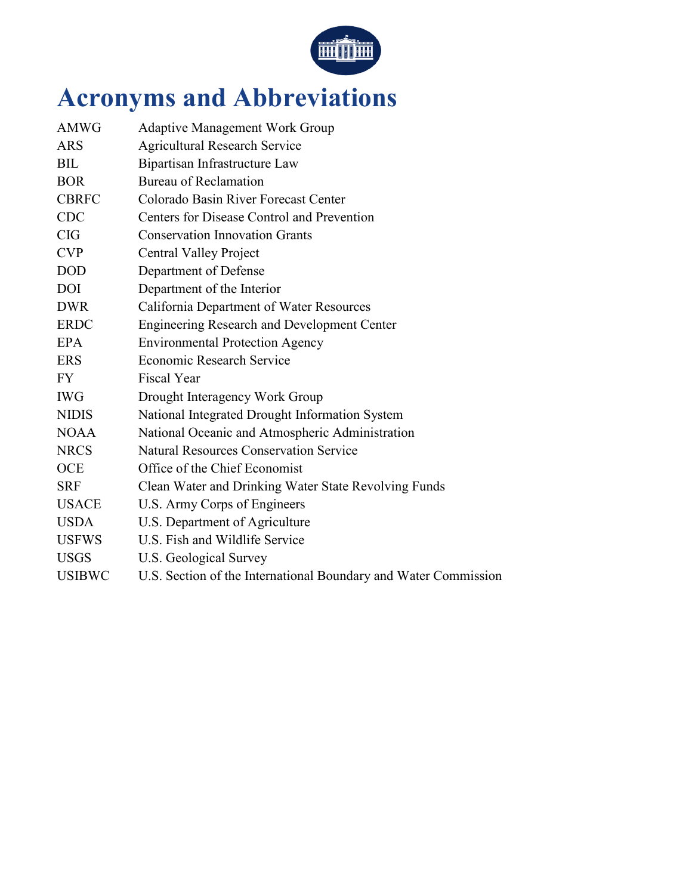# Acronyms and Abbreviations

| | |
|---|---|
| AMWG | Adaptive Management Work Group |
| ARS | Agricultural Research Service |
| BIL | Bipartisan Infrastructure Law |
| BOR | Bureau of Reclamation |
| CBRFC | Colorado Basin River Forecast Center |
| CDC | Centers for Disease Control and Prevention |
| CIG | Conservation Innovation Grants |
| CVP | Central Valley Project |
| DOD | Department of Defense |
| DOI | Department of the Interior |
| DWR | California Department of Water Resources |
| ERDC | Engineering Research and Development Center |
| EPA | Environmental Protection Agency |
| ERS | Economic Research Service |
| FY | Fiscal Year |
| IWG | Drought Interagency Work Group |
| NIDIS | National Integrated Drought Information System |
| NOAA | National Oceanic and Atmospheric Administration |
| NRCS | Natural Resources Conservation Service |
| OCE | Office of the Chief Economist |
| SRF | Clean Water and Drinking Water State Revolving Funds |
| USACE | U.S. Army Corps of Engineers |
| USDA | U.S. Department of Agriculture |
| USFWS | U.S. Fish and Wildlife Service |
| USGS | U.S. Geological Survey |
| USIBWC | U.S. Section of the International Boundary and Water Commission |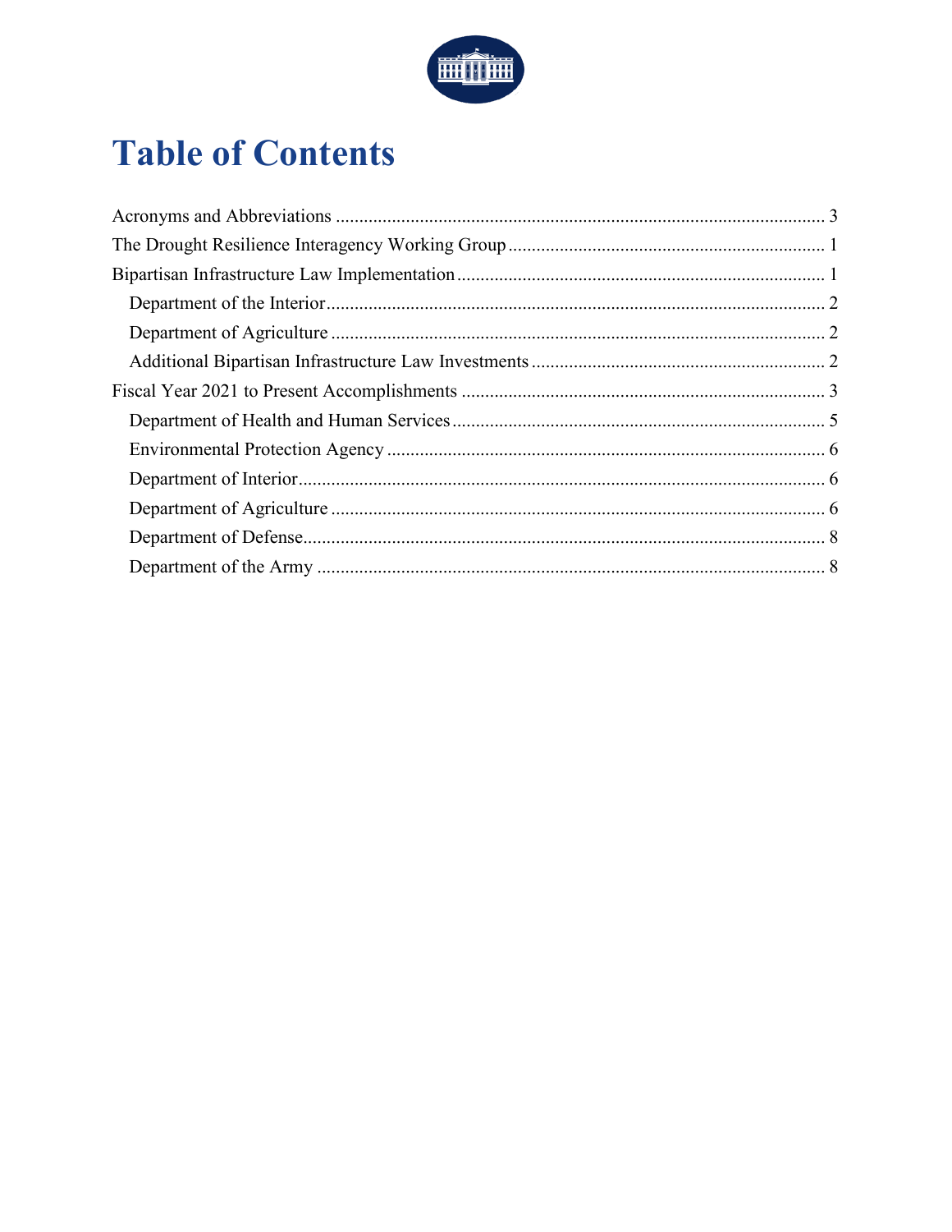# Table of Contents

Acronyms and Abbreviations ........................................................................................................ 3
The Drought Resilience Interagency Working Group .................................................................... 1
Bipartisan Infrastructure Law Implementation .............................................................................. 1
  Department of the Interior .......................................................................................................... 2
  Department of Agriculture .......................................................................................................... 2
  Additional Bipartisan Infrastructure Law Investments ............................................................... 2
Fiscal Year 2021 to Present Accomplishments .............................................................................. 3
  Department of Health and Human Services ................................................................................ 5
  Environmental Protection Agency .............................................................................................. 6
  Department of Interior................................................................................................................. 6
  Department of Agriculture .......................................................................................................... 6
  Department of Defense................................................................................................................ 8
  Department of the Army ............................................................................................................. 8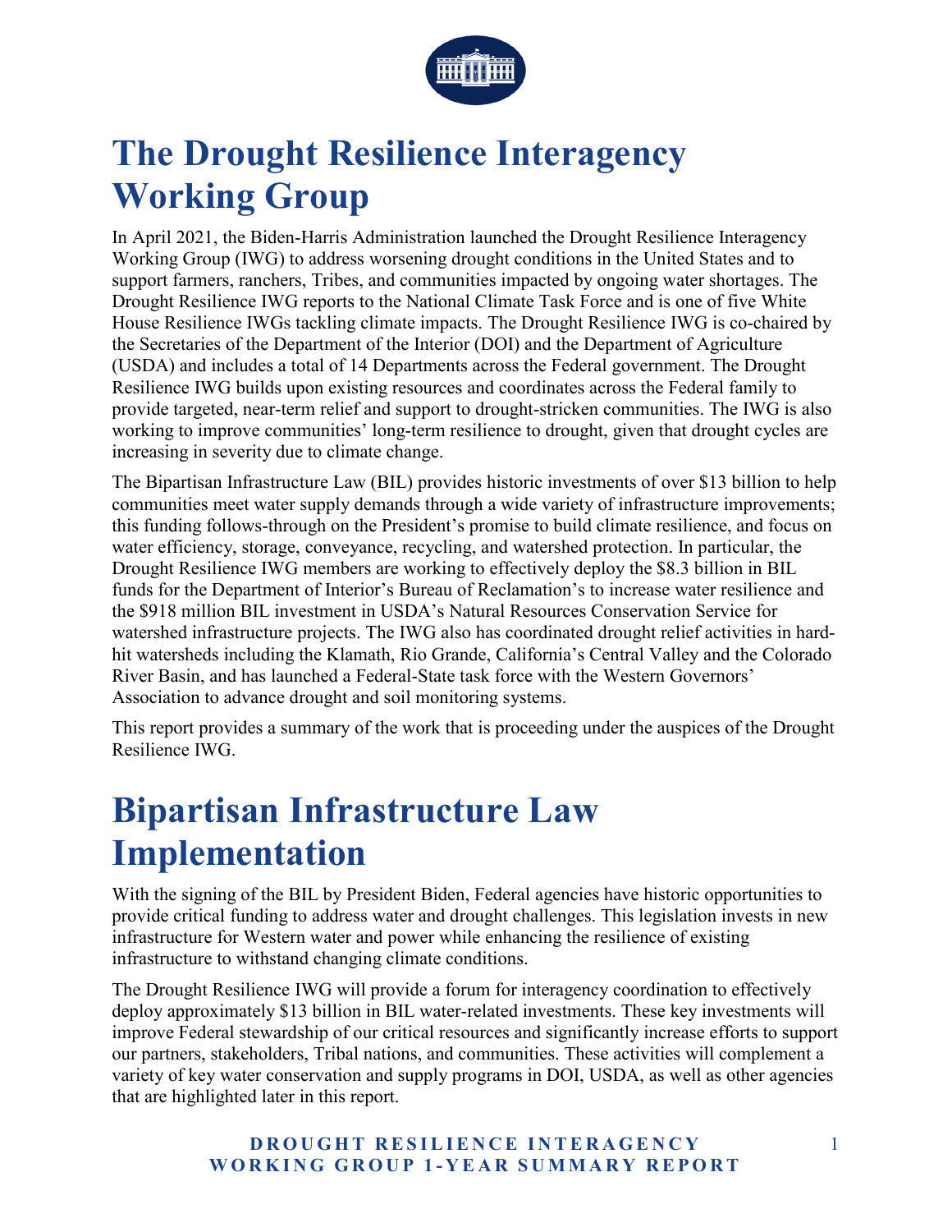# The Drought Resilience Interagency Working Group

In April 2021, the Biden-Harris Administration launched the Drought Resilience Interagency Working Group (IWG) to address worsening drought conditions in the United States and to support farmers, ranchers, Tribes, and communities impacted by ongoing water shortages. The Drought Resilience IWG reports to the National Climate Task Force and is one of five White House Resilience IWGs tackling climate impacts. The Drought Resilience IWG is co-chaired by the Secretaries of the Department of the Interior (DOI) and the Department of Agriculture (USDA) and includes a total of 14 Departments across the Federal government. The Drought Resilience IWG builds upon existing resources and coordinates across the Federal family to provide targeted, near-term relief and support to drought-stricken communities. The IWG is also working to improve communities' long-term resilience to drought, given that drought cycles are increasing in severity due to climate change.

The Bipartisan Infrastructure Law (BIL) provides historic investments of over $13 billion to help communities meet water supply demands through a wide variety of infrastructure improvements; this funding follows-through on the President's promise to build climate resilience, and focus on water efficiency, storage, conveyance, recycling, and watershed protection. In particular, the Drought Resilience IWG members are working to effectively deploy the $8.3 billion in BIL funds for the Department of Interior's Bureau of Reclamation's to increase water resilience and the $918 million BIL investment in USDA's Natural Resources Conservation Service for watershed infrastructure projects. The IWG also has coordinated drought relief activities in hard-hit watersheds including the Klamath, Rio Grande, California's Central Valley and the Colorado River Basin, and has launched a Federal-State task force with the Western Governors' Association to advance drought and soil monitoring systems.

This report provides a summary of the work that is proceeding under the auspices of the Drought Resilience IWG.

# Bipartisan Infrastructure Law Implementation

With the signing of the BIL by President Biden, Federal agencies have historic opportunities to provide critical funding to address water and drought challenges. This legislation invests in new infrastructure for Western water and power while enhancing the resilience of existing infrastructure to withstand changing climate conditions.

The Drought Resilience IWG will provide a forum for interagency coordination to effectively deploy approximately $13 billion in BIL water-related investments. These key investments will improve Federal stewardship of our critical resources and significantly increase efforts to support our partners, stakeholders, Tribal nations, and communities. These activities will complement a variety of key water conservation and supply programs in DOI, USDA, as well as other agencies that are highlighted later in this report.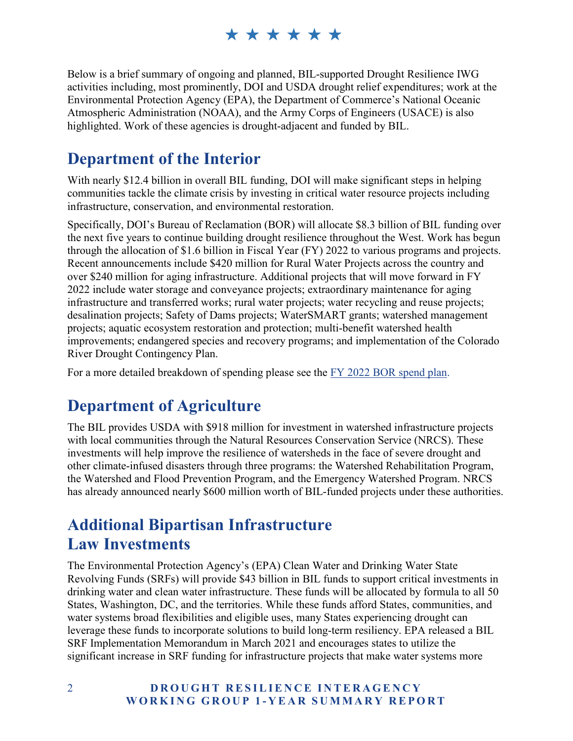Below is a brief summary of ongoing and planned, BIL-supported Drought Resilience IWG activities including, most prominently, DOI and USDA drought relief expenditures; work at the Environmental Protection Agency (EPA), the Department of Commerce's National Oceanic Atmospheric Administration (NOAA), and the Army Corps of Engineers (USACE) is also highlighted. Work of these agencies is drought-adjacent and funded by BIL.

## Department of the Interior

With nearly $12.4 billion in overall BIL funding, DOI will make significant steps in helping communities tackle the climate crisis by investing in critical water resource projects including infrastructure, conservation, and environmental restoration.

Specifically, DOI's Bureau of Reclamation (BOR) will allocate $8.3 billion of BIL funding over the next five years to continue building drought resilience throughout the West. Work has begun through the allocation of $1.6 billion in Fiscal Year (FY) 2022 to various programs and projects. Recent announcements include $420 million for Rural Water Projects across the country and over $240 million for aging infrastructure. Additional projects that will move forward in FY 2022 include water storage and conveyance projects; extraordinary maintenance for aging infrastructure and transferred works; rural water projects; water recycling and reuse projects; desalination projects; Safety of Dams projects; WaterSMART grants; watershed management projects; aquatic ecosystem restoration and protection; multi-benefit watershed health improvements; endangered species and recovery programs; and implementation of the Colorado River Drought Contingency Plan.

For a more detailed breakdown of spending please see the FY 2022 BOR spend plan.

## Department of Agriculture

The BIL provides USDA with $918 million for investment in watershed infrastructure projects with local communities through the Natural Resources Conservation Service (NRCS). These investments will help improve the resilience of watersheds in the face of severe drought and other climate-infused disasters through three programs: the Watershed Rehabilitation Program, the Watershed and Flood Prevention Program, and the Emergency Watershed Program. NRCS has already announced nearly $600 million worth of BIL-funded projects under these authorities.

## Additional Bipartisan Infrastructure Law Investments

The Environmental Protection Agency's (EPA) Clean Water and Drinking Water State Revolving Funds (SRFs) will provide $43 billion in BIL funds to support critical investments in drinking water and clean water infrastructure. These funds will be allocated by formula to all 50 States, Washington, DC, and the territories. While these funds afford States, communities, and water systems broad flexibilities and eligible uses, many States experiencing drought can leverage these funds to incorporate solutions to build long-term resiliency. EPA released a BIL SRF Implementation Memorandum in March 2021 and encourages states to utilize the significant increase in SRF funding for infrastructure projects that make water systems more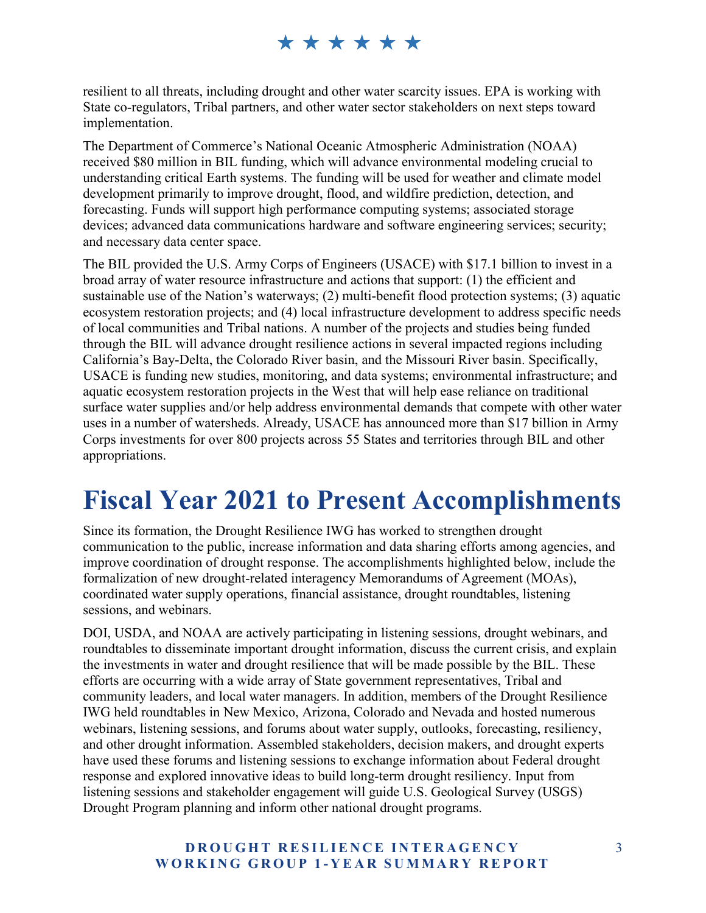resilient to all threats, including drought and other water scarcity issues. EPA is working with State co-regulators, Tribal partners, and other water sector stakeholders on next steps toward implementation.

The Department of Commerce's National Oceanic Atmospheric Administration (NOAA) received $80 million in BIL funding, which will advance environmental modeling crucial to understanding critical Earth systems. The funding will be used for weather and climate model development primarily to improve drought, flood, and wildfire prediction, detection, and forecasting. Funds will support high performance computing systems; associated storage devices; advanced data communications hardware and software engineering services; security; and necessary data center space.

The BIL provided the U.S. Army Corps of Engineers (USACE) with $17.1 billion to invest in a broad array of water resource infrastructure and actions that support: (1) the efficient and sustainable use of the Nation's waterways; (2) multi-benefit flood protection systems; (3) aquatic ecosystem restoration projects; and (4) local infrastructure development to address specific needs of local communities and Tribal nations. A number of the projects and studies being funded through the BIL will advance drought resilience actions in several impacted regions including California's Bay-Delta, the Colorado River basin, and the Missouri River basin. Specifically, USACE is funding new studies, monitoring, and data systems; environmental infrastructure; and aquatic ecosystem restoration projects in the West that will help ease reliance on traditional surface water supplies and/or help address environmental demands that compete with other water uses in a number of watersheds. Already, USACE has announced more than $17 billion in Army Corps investments for over 800 projects across 55 States and territories through BIL and other appropriations.

# Fiscal Year 2021 to Present Accomplishments

Since its formation, the Drought Resilience IWG has worked to strengthen drought communication to the public, increase information and data sharing efforts among agencies, and improve coordination of drought response. The accomplishments highlighted below, include the formalization of new drought-related interagency Memorandums of Agreement (MOAs), coordinated water supply operations, financial assistance, drought roundtables, listening sessions, and webinars.

DOI, USDA, and NOAA are actively participating in listening sessions, drought webinars, and roundtables to disseminate important drought information, discuss the current crisis, and explain the investments in water and drought resilience that will be made possible by the BIL. These efforts are occurring with a wide array of State government representatives, Tribal and community leaders, and local water managers. In addition, members of the Drought Resilience IWG held roundtables in New Mexico, Arizona, Colorado and Nevada and hosted numerous webinars, listening sessions, and forums about water supply, outlooks, forecasting, resiliency, and other drought information. Assembled stakeholders, decision makers, and drought experts have used these forums and listening sessions to exchange information about Federal drought response and explored innovative ideas to build long-term drought resiliency. Input from listening sessions and stakeholder engagement will guide U.S. Geological Survey (USGS) Drought Program planning and inform other national drought programs.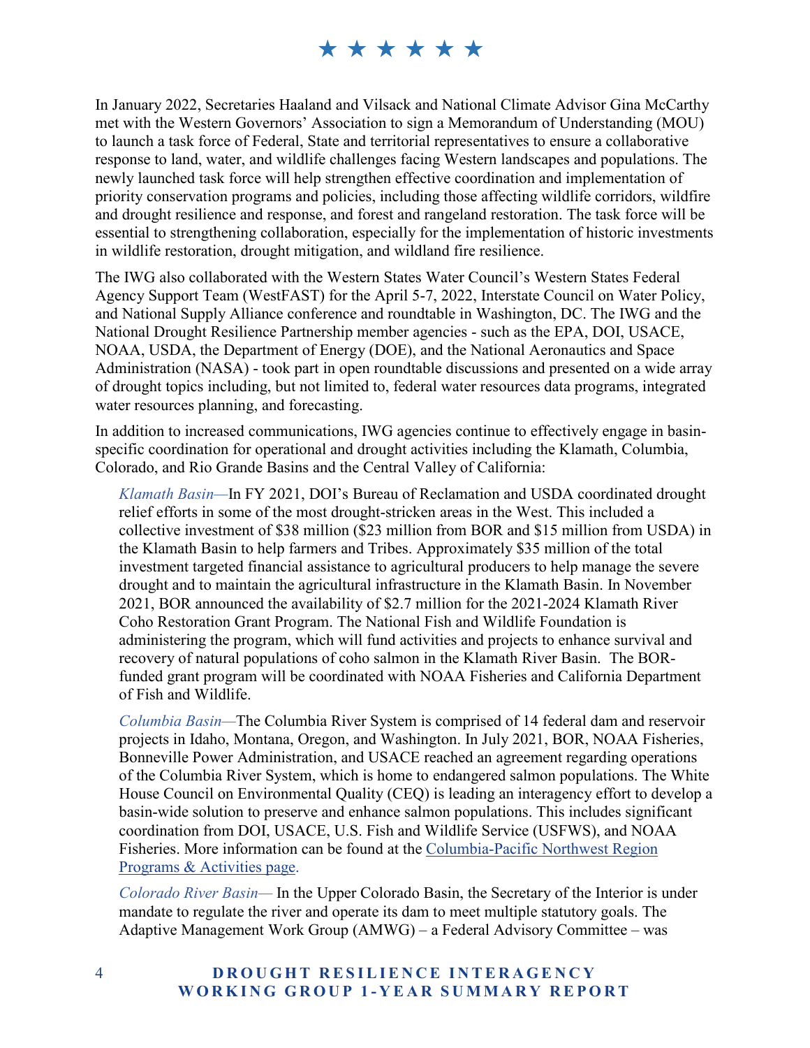In January 2022, Secretaries Haaland and Vilsack and National Climate Advisor Gina McCarthy met with the Western Governors' Association to sign a Memorandum of Understanding (MOU) to launch a task force of Federal, State and territorial representatives to ensure a collaborative response to land, water, and wildlife challenges facing Western landscapes and populations. The newly launched task force will help strengthen effective coordination and implementation of priority conservation programs and policies, including those affecting wildlife corridors, wildfire and drought resilience and response, and forest and rangeland restoration. The task force will be essential to strengthening collaboration, especially for the implementation of historic investments in wildlife restoration, drought mitigation, and wildland fire resilience.

The IWG also collaborated with the Western States Water Council's Western States Federal Agency Support Team (WestFAST) for the April 5-7, 2022, Interstate Council on Water Policy, and National Supply Alliance conference and roundtable in Washington, DC. The IWG and the National Drought Resilience Partnership member agencies - such as the EPA, DOI, USACE, NOAA, USDA, the Department of Energy (DOE), and the National Aeronautics and Space Administration (NASA) - took part in open roundtable discussions and presented on a wide array of drought topics including, but not limited to, federal water resources data programs, integrated water resources planning, and forecasting.

In addition to increased communications, IWG agencies continue to effectively engage in basin-specific coordination for operational and drought activities including the Klamath, Columbia, Colorado, and Rio Grande Basins and the Central Valley of California:

> *Klamath Basin*—In FY 2021, DOI's Bureau of Reclamation and USDA coordinated drought relief efforts in some of the most drought-stricken areas in the West. This included a collective investment of $38 million ($23 million from BOR and $15 million from USDA) in the Klamath Basin to help farmers and Tribes. Approximately $35 million of the total investment targeted financial assistance to agricultural producers to help manage the severe drought and to maintain the agricultural infrastructure in the Klamath Basin. In November 2021, BOR announced the availability of $2.7 million for the 2021-2024 Klamath River Coho Restoration Grant Program. The National Fish and Wildlife Foundation is administering the program, which will fund activities and projects to enhance survival and recovery of natural populations of coho salmon in the Klamath River Basin. The BOR-funded grant program will be coordinated with NOAA Fisheries and California Department of Fish and Wildlife.
>
> *Columbia Basin*—The Columbia River System is comprised of 14 federal dam and reservoir projects in Idaho, Montana, Oregon, and Washington. In July 2021, BOR, NOAA Fisheries, Bonneville Power Administration, and USACE reached an agreement regarding operations of the Columbia River System, which is home to endangered salmon populations. The White House Council on Environmental Quality (CEQ) is leading an interagency effort to develop a basin-wide solution to preserve and enhance salmon populations. This includes significant coordination from DOI, USACE, U.S. Fish and Wildlife Service (USFWS), and NOAA Fisheries. More information can be found at the Columbia-Pacific Northwest Region Programs & Activities page.
>
> *Colorado River Basin*— In the Upper Colorado Basin, the Secretary of the Interior is under mandate to regulate the river and operate its dam to meet multiple statutory goals. The Adaptive Management Work Group (AMWG) – a Federal Advisory Committee – was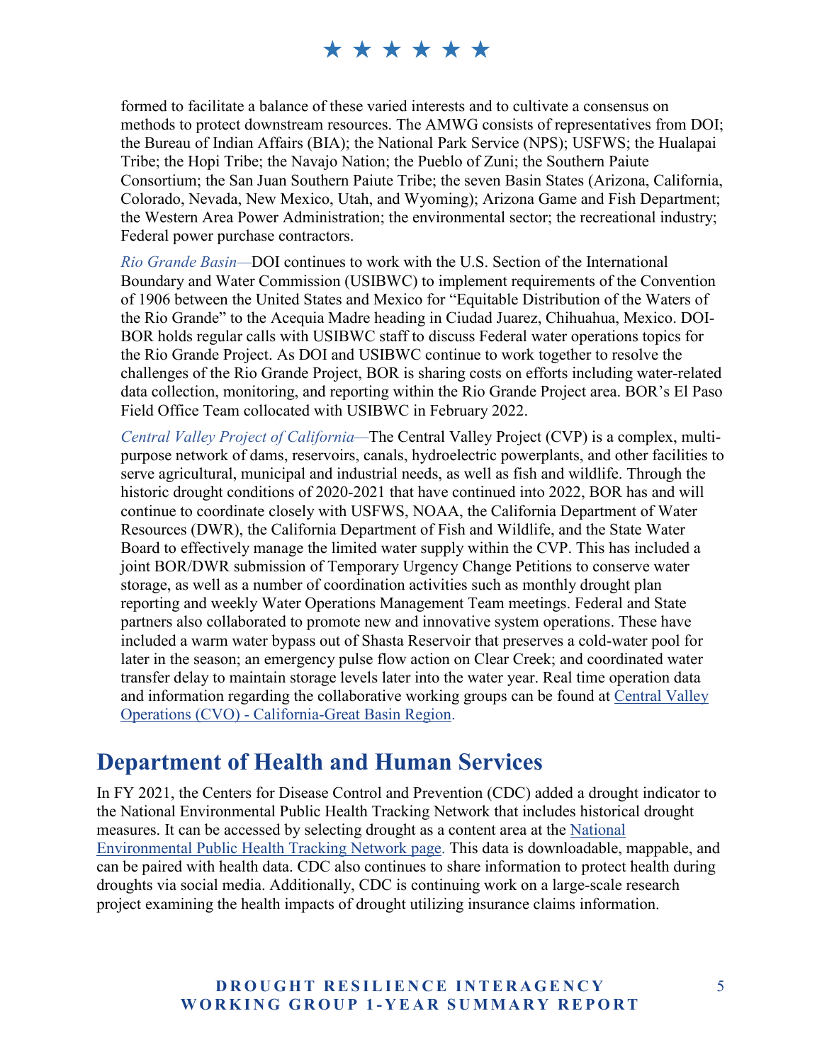formed to facilitate a balance of these varied interests and to cultivate a consensus on methods to protect downstream resources. The AMWG consists of representatives from DOI; the Bureau of Indian Affairs (BIA); the National Park Service (NPS); USFWS; the Hualapai Tribe; the Hopi Tribe; the Navajo Nation; the Pueblo of Zuni; the Southern Paiute Consortium; the San Juan Southern Paiute Tribe; the seven Basin States (Arizona, California, Colorado, Nevada, New Mexico, Utah, and Wyoming); Arizona Game and Fish Department; the Western Area Power Administration; the environmental sector; the recreational industry; Federal power purchase contractors.

*Rio Grande Basin—*DOI continues to work with the U.S. Section of the International Boundary and Water Commission (USIBWC) to implement requirements of the Convention of 1906 between the United States and Mexico for "Equitable Distribution of the Waters of the Rio Grande" to the Acequia Madre heading in Ciudad Juarez, Chihuahua, Mexico. DOI-BOR holds regular calls with USIBWC staff to discuss Federal water operations topics for the Rio Grande Project. As DOI and USIBWC continue to work together to resolve the challenges of the Rio Grande Project, BOR is sharing costs on efforts including water-related data collection, monitoring, and reporting within the Rio Grande Project area. BOR's El Paso Field Office Team collocated with USIBWC in February 2022.

*Central Valley Project of California—*The Central Valley Project (CVP) is a complex, multi-purpose network of dams, reservoirs, canals, hydroelectric powerplants, and other facilities to serve agricultural, municipal and industrial needs, as well as fish and wildlife. Through the historic drought conditions of 2020-2021 that have continued into 2022, BOR has and will continue to coordinate closely with USFWS, NOAA, the California Department of Water Resources (DWR), the California Department of Fish and Wildlife, and the State Water Board to effectively manage the limited water supply within the CVP. This has included a joint BOR/DWR submission of Temporary Urgency Change Petitions to conserve water storage, as well as a number of coordination activities such as monthly drought plan reporting and weekly Water Operations Management Team meetings. Federal and State partners also collaborated to promote new and innovative system operations. These have included a warm water bypass out of Shasta Reservoir that preserves a cold-water pool for later in the season; an emergency pulse flow action on Clear Creek; and coordinated water transfer delay to maintain storage levels later into the water year. Real time operation data and information regarding the collaborative working groups can be found at Central Valley Operations (CVO) - California-Great Basin Region.

## Department of Health and Human Services

In FY 2021, the Centers for Disease Control and Prevention (CDC) added a drought indicator to the National Environmental Public Health Tracking Network that includes historical drought measures. It can be accessed by selecting drought as a content area at the National Environmental Public Health Tracking Network page. This data is downloadable, mappable, and can be paired with health data. CDC also continues to share information to protect health during droughts via social media. Additionally, CDC is continuing work on a large-scale research project examining the health impacts of drought utilizing insurance claims information.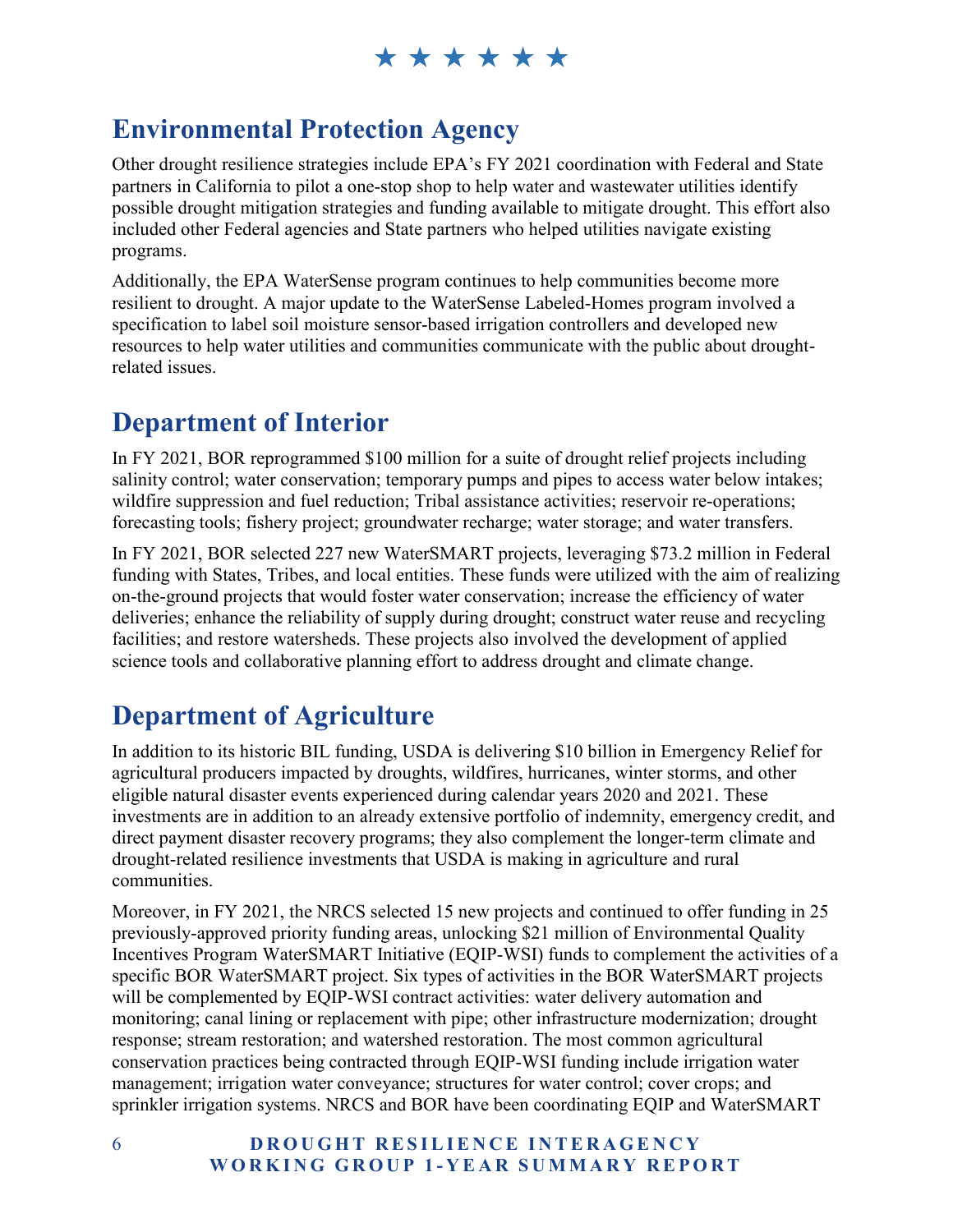## Environmental Protection Agency

Other drought resilience strategies include EPA's FY 2021 coordination with Federal and State partners in California to pilot a one-stop shop to help water and wastewater utilities identify possible drought mitigation strategies and funding available to mitigate drought. This effort also included other Federal agencies and State partners who helped utilities navigate existing programs.

Additionally, the EPA WaterSense program continues to help communities become more resilient to drought. A major update to the WaterSense Labeled-Homes program involved a specification to label soil moisture sensor-based irrigation controllers and developed new resources to help water utilities and communities communicate with the public about drought-related issues.

## Department of Interior

In FY 2021, BOR reprogrammed $100 million for a suite of drought relief projects including salinity control; water conservation; temporary pumps and pipes to access water below intakes; wildfire suppression and fuel reduction; Tribal assistance activities; reservoir re-operations; forecasting tools; fishery project; groundwater recharge; water storage; and water transfers.

In FY 2021, BOR selected 227 new WaterSMART projects, leveraging $73.2 million in Federal funding with States, Tribes, and local entities. These funds were utilized with the aim of realizing on-the-ground projects that would foster water conservation; increase the efficiency of water deliveries; enhance the reliability of supply during drought; construct water reuse and recycling facilities; and restore watersheds. These projects also involved the development of applied science tools and collaborative planning effort to address drought and climate change.

## Department of Agriculture

In addition to its historic BIL funding, USDA is delivering $10 billion in Emergency Relief for agricultural producers impacted by droughts, wildfires, hurricanes, winter storms, and other eligible natural disaster events experienced during calendar years 2020 and 2021. These investments are in addition to an already extensive portfolio of indemnity, emergency credit, and direct payment disaster recovery programs; they also complement the longer-term climate and drought-related resilience investments that USDA is making in agriculture and rural communities.

Moreover, in FY 2021, the NRCS selected 15 new projects and continued to offer funding in 25 previously-approved priority funding areas, unlocking $21 million of Environmental Quality Incentives Program WaterSMART Initiative (EQIP-WSI) funds to complement the activities of a specific BOR WaterSMART project. Six types of activities in the BOR WaterSMART projects will be complemented by EQIP-WSI contract activities: water delivery automation and monitoring; canal lining or replacement with pipe; other infrastructure modernization; drought response; stream restoration; and watershed restoration. The most common agricultural conservation practices being contracted through EQIP-WSI funding include irrigation water management; irrigation water conveyance; structures for water control; cover crops; and sprinkler irrigation systems. NRCS and BOR have been coordinating EQIP and WaterSMART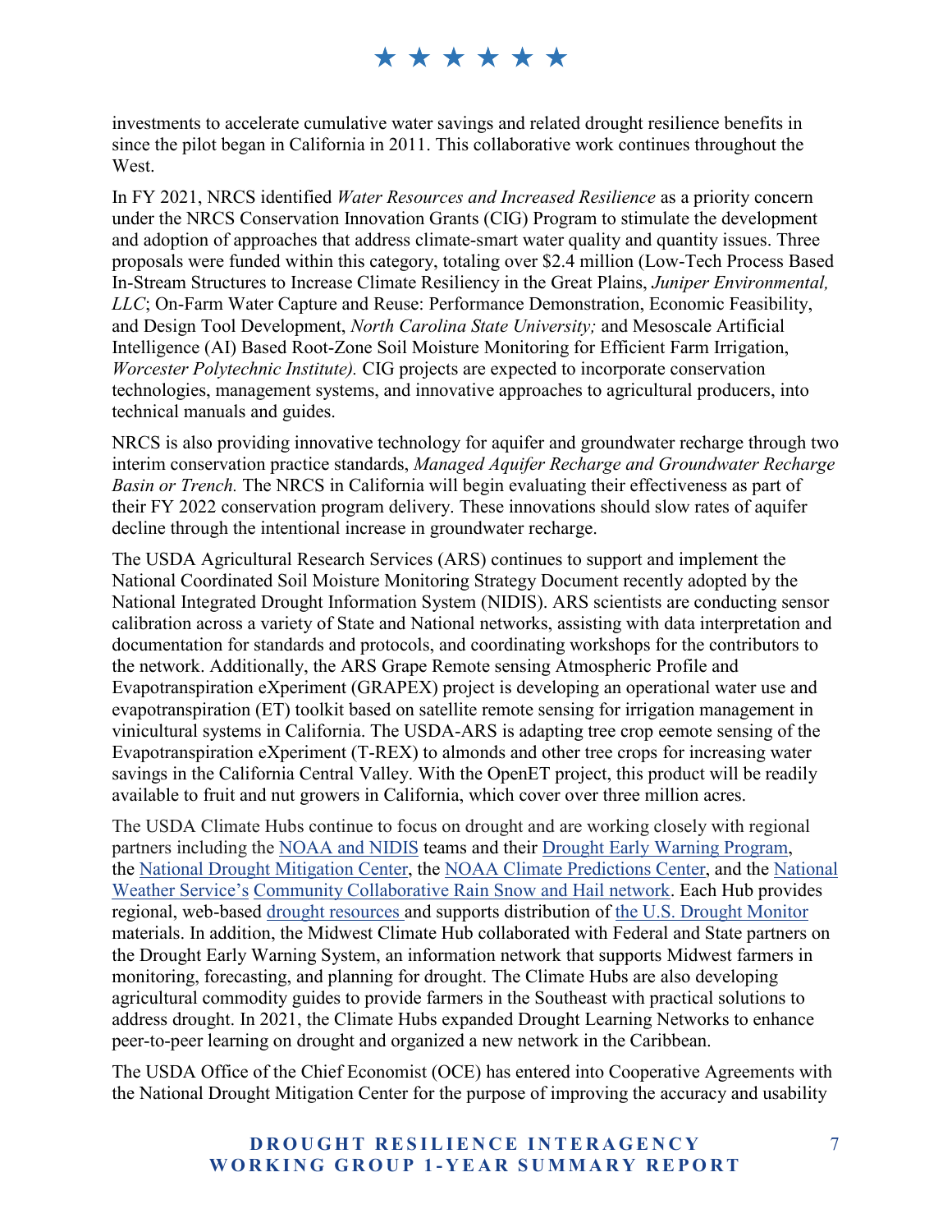investments to accelerate cumulative water savings and related drought resilience benefits in since the pilot began in California in 2011. This collaborative work continues throughout the West.

In FY 2021, NRCS identified *Water Resources and Increased Resilience* as a priority concern under the NRCS Conservation Innovation Grants (CIG) Program to stimulate the development and adoption of approaches that address climate-smart water quality and quantity issues. Three proposals were funded within this category, totaling over $2.4 million (Low-Tech Process Based In-Stream Structures to Increase Climate Resiliency in the Great Plains, *Juniper Environmental, LLC*; On-Farm Water Capture and Reuse: Performance Demonstration, Economic Feasibility, and Design Tool Development, *North Carolina State University;* and Mesoscale Artificial Intelligence (AI) Based Root-Zone Soil Moisture Monitoring for Efficient Farm Irrigation, *Worcester Polytechnic Institute).* CIG projects are expected to incorporate conservation technologies, management systems, and innovative approaches to agricultural producers, into technical manuals and guides.

NRCS is also providing innovative technology for aquifer and groundwater recharge through two interim conservation practice standards, *Managed Aquifer Recharge and Groundwater Recharge Basin or Trench.* The NRCS in California will begin evaluating their effectiveness as part of their FY 2022 conservation program delivery. These innovations should slow rates of aquifer decline through the intentional increase in groundwater recharge.

The USDA Agricultural Research Services (ARS) continues to support and implement the National Coordinated Soil Moisture Monitoring Strategy Document recently adopted by the National Integrated Drought Information System (NIDIS). ARS scientists are conducting sensor calibration across a variety of State and National networks, assisting with data interpretation and documentation for standards and protocols, and coordinating workshops for the contributors to the network. Additionally, the ARS Grape Remote sensing Atmospheric Profile and Evapotranspiration eXperiment (GRAPEX) project is developing an operational water use and evapotranspiration (ET) toolkit based on satellite remote sensing for irrigation management in vinicultural systems in California. The USDA-ARS is adapting tree crop eemote sensing of the Evapotranspiration eXperiment (T-REX) to almonds and other tree crops for increasing water savings in the California Central Valley. With the OpenET project, this product will be readily available to fruit and nut growers in California, which cover over three million acres.

The USDA Climate Hubs continue to focus on drought and are working closely with regional partners including the NOAA and NIDIS teams and their Drought Early Warning Program, the National Drought Mitigation Center, the NOAA Climate Predictions Center, and the National Weather Service's Community Collaborative Rain Snow and Hail network. Each Hub provides regional, web-based drought resources and supports distribution of the U.S. Drought Monitor materials. In addition, the Midwest Climate Hub collaborated with Federal and State partners on the Drought Early Warning System, an information network that supports Midwest farmers in monitoring, forecasting, and planning for drought. The Climate Hubs are also developing agricultural commodity guides to provide farmers in the Southeast with practical solutions to address drought. In 2021, the Climate Hubs expanded Drought Learning Networks to enhance peer-to-peer learning on drought and organized a new network in the Caribbean.

The USDA Office of the Chief Economist (OCE) has entered into Cooperative Agreements with the National Drought Mitigation Center for the purpose of improving the accuracy and usability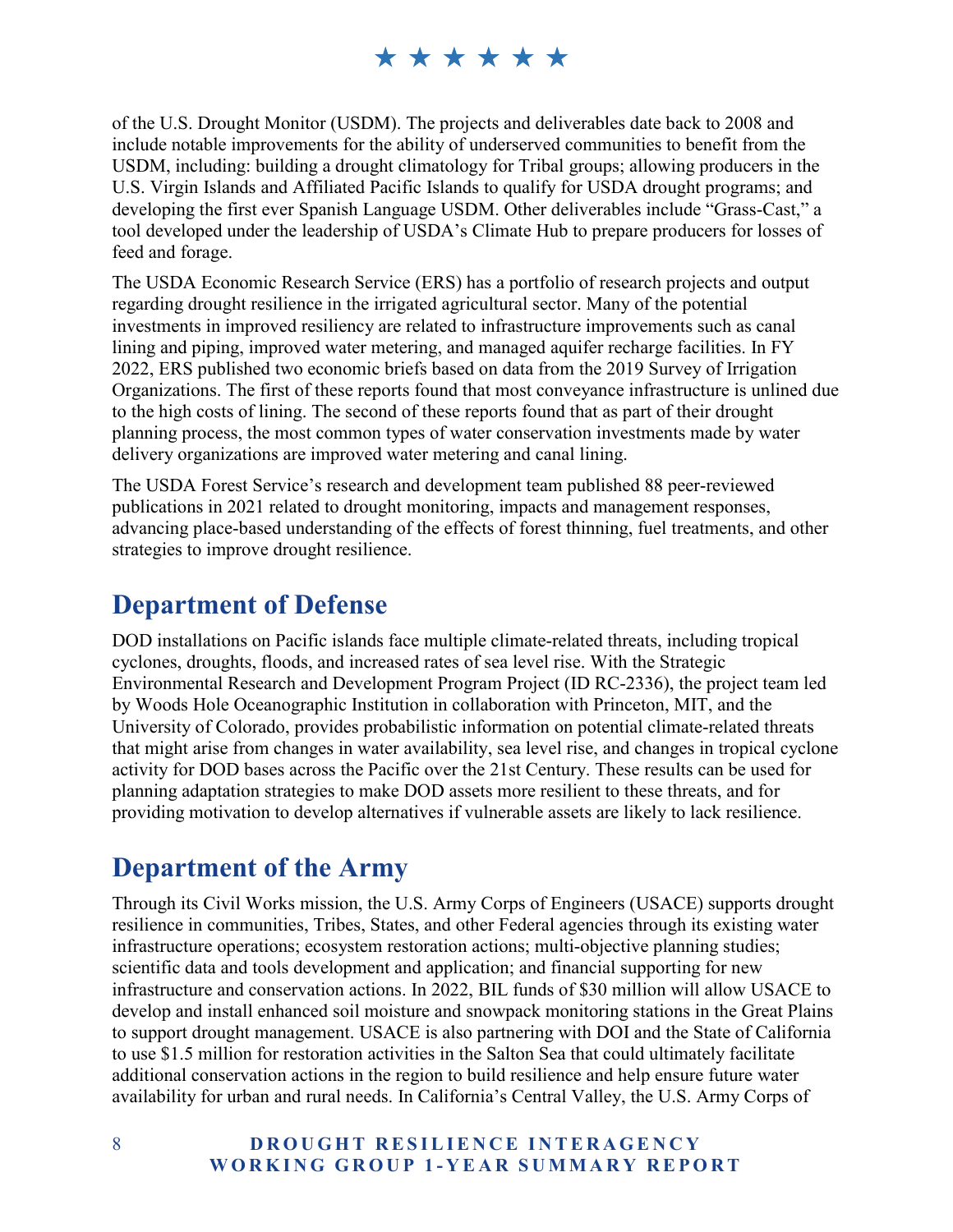of the U.S. Drought Monitor (USDM). The projects and deliverables date back to 2008 and include notable improvements for the ability of underserved communities to benefit from the USDM, including: building a drought climatology for Tribal groups; allowing producers in the U.S. Virgin Islands and Affiliated Pacific Islands to qualify for USDA drought programs; and developing the first ever Spanish Language USDM. Other deliverables include "Grass-Cast," a tool developed under the leadership of USDA's Climate Hub to prepare producers for losses of feed and forage.

The USDA Economic Research Service (ERS) has a portfolio of research projects and output regarding drought resilience in the irrigated agricultural sector. Many of the potential investments in improved resiliency are related to infrastructure improvements such as canal lining and piping, improved water metering, and managed aquifer recharge facilities. In FY 2022, ERS published two economic briefs based on data from the 2019 Survey of Irrigation Organizations. The first of these reports found that most conveyance infrastructure is unlined due to the high costs of lining. The second of these reports found that as part of their drought planning process, the most common types of water conservation investments made by water delivery organizations are improved water metering and canal lining.

The USDA Forest Service's research and development team published 88 peer-reviewed publications in 2021 related to drought monitoring, impacts and management responses, advancing place-based understanding of the effects of forest thinning, fuel treatments, and other strategies to improve drought resilience.

## Department of Defense

DOD installations on Pacific islands face multiple climate-related threats, including tropical cyclones, droughts, floods, and increased rates of sea level rise. With the Strategic Environmental Research and Development Program Project (ID RC-2336), the project team led by Woods Hole Oceanographic Institution in collaboration with Princeton, MIT, and the University of Colorado, provides probabilistic information on potential climate-related threats that might arise from changes in water availability, sea level rise, and changes in tropical cyclone activity for DOD bases across the Pacific over the 21st Century. These results can be used for planning adaptation strategies to make DOD assets more resilient to these threats, and for providing motivation to develop alternatives if vulnerable assets are likely to lack resilience.

## Department of the Army

Through its Civil Works mission, the U.S. Army Corps of Engineers (USACE) supports drought resilience in communities, Tribes, States, and other Federal agencies through its existing water infrastructure operations; ecosystem restoration actions; multi-objective planning studies; scientific data and tools development and application; and financial supporting for new infrastructure and conservation actions. In 2022, BIL funds of $30 million will allow USACE to develop and install enhanced soil moisture and snowpack monitoring stations in the Great Plains to support drought management. USACE is also partnering with DOI and the State of California to use $1.5 million for restoration activities in the Salton Sea that could ultimately facilitate additional conservation actions in the region to build resilience and help ensure future water availability for urban and rural needs. In California's Central Valley, the U.S. Army Corps of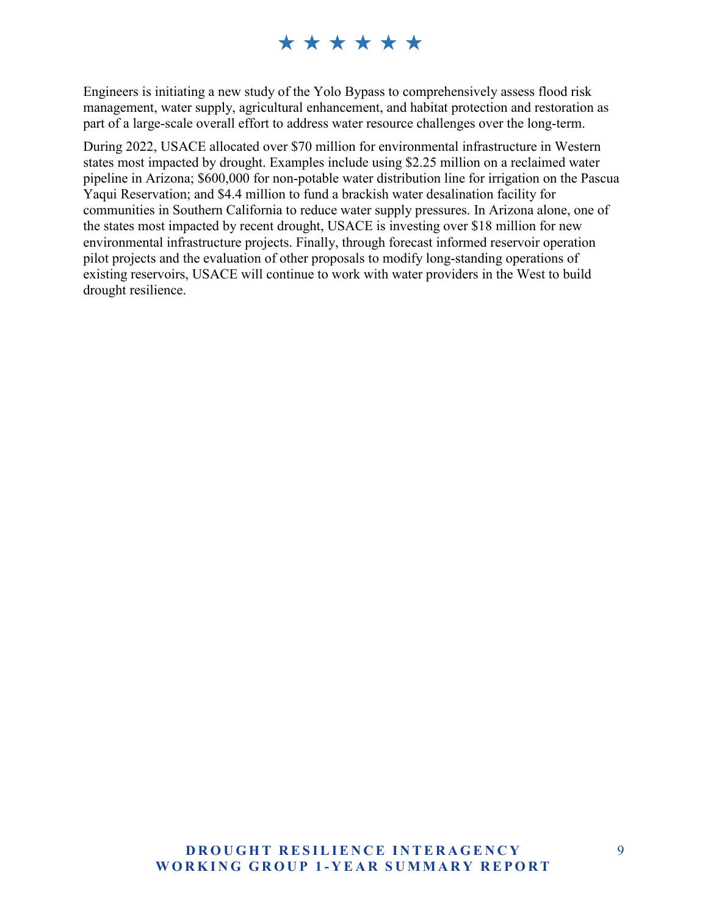Engineers is initiating a new study of the Yolo Bypass to comprehensively assess flood risk management, water supply, agricultural enhancement, and habitat protection and restoration as part of a large-scale overall effort to address water resource challenges over the long-term.

During 2022, USACE allocated over $70 million for environmental infrastructure in Western states most impacted by drought. Examples include using $2.25 million on a reclaimed water pipeline in Arizona; $600,000 for non-potable water distribution line for irrigation on the Pascua Yaqui Reservation; and $4.4 million to fund a brackish water desalination facility for communities in Southern California to reduce water supply pressures. In Arizona alone, one of the states most impacted by recent drought, USACE is investing over $18 million for new environmental infrastructure projects. Finally, through forecast informed reservoir operation pilot projects and the evaluation of other proposals to modify long-standing operations of existing reservoirs, USACE will continue to work with water providers in the West to build drought resilience.